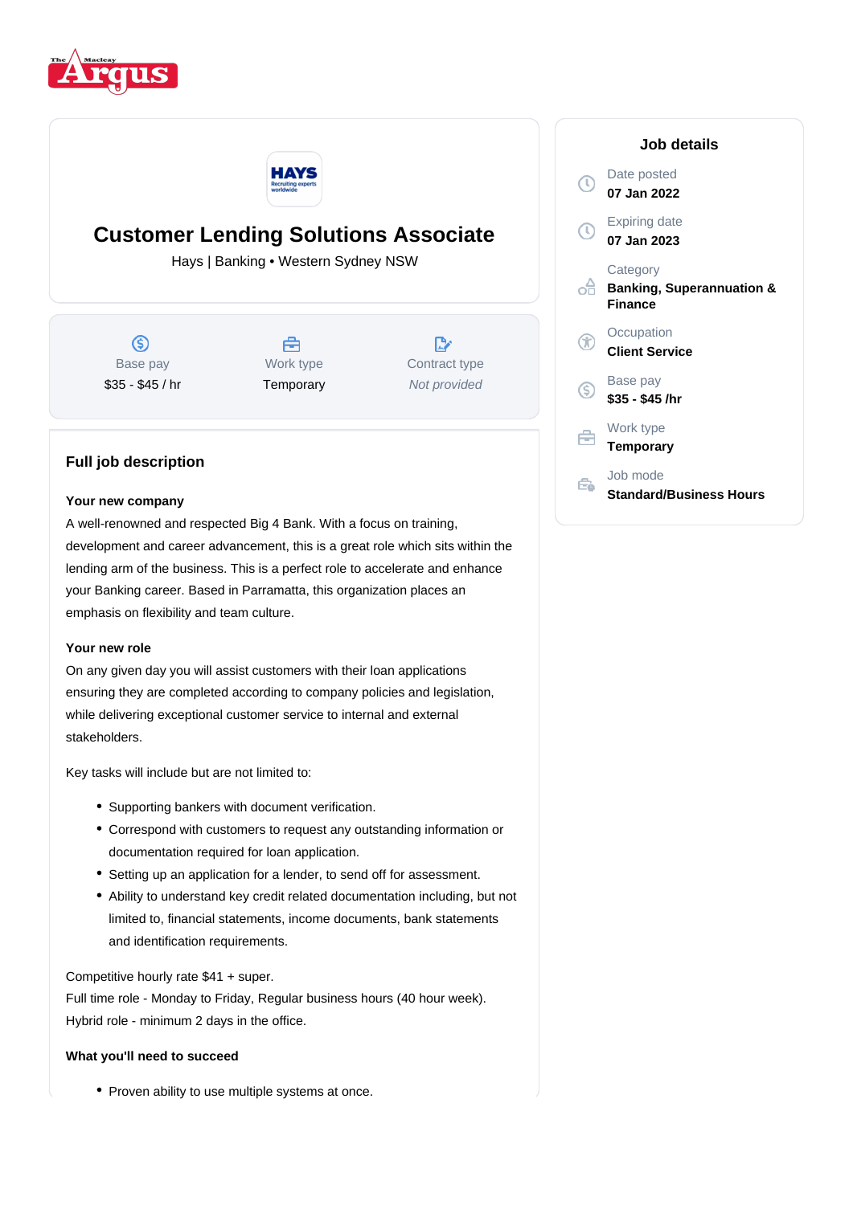# Customer Lending Solutions Associate

Hays | Banking • Western Sydney NSW

| Base pay | Work type | Contract type |
|---|---|---|
| $35 - $45 / hr | Temporary | *Not provided* |

## Full job description

**Your new company**

A well-renowned and respected Big 4 Bank. With a focus on training, development and career advancement, this is a great role which sits within the lending arm of the business. This is a perfect role to accelerate and enhance your Banking career. Based in Parramatta, this organization places an emphasis on flexibility and team culture.

**Your new role**

On any given day you will assist customers with their loan applications ensuring they are completed according to company policies and legislation, while delivering exceptional customer service to internal and external stakeholders.

Key tasks will include but are not limited to:

- Supporting bankers with document verification.
- Correspond with customers to request any outstanding information or documentation required for loan application.
- Setting up an application for a lender, to send off for assessment.
- Ability to understand key credit related documentation including, but not limited to, financial statements, income documents, bank statements and identification requirements.

Competitive hourly rate $41 + super.
Full time role - Monday to Friday, Regular business hours (40 hour week).
Hybrid role - minimum 2 days in the office.

**What you'll need to succeed**

- Proven ability to use multiple systems at once.

## Job details

Date posted
**07 Jan 2022**

Expiring date
**07 Jan 2023**

Category
**Banking, Superannuation & Finance**

Occupation
**Client Service**

Base pay
**$35 - $45 /hr**

Work type
**Temporary**

Job mode
**Standard/Business Hours**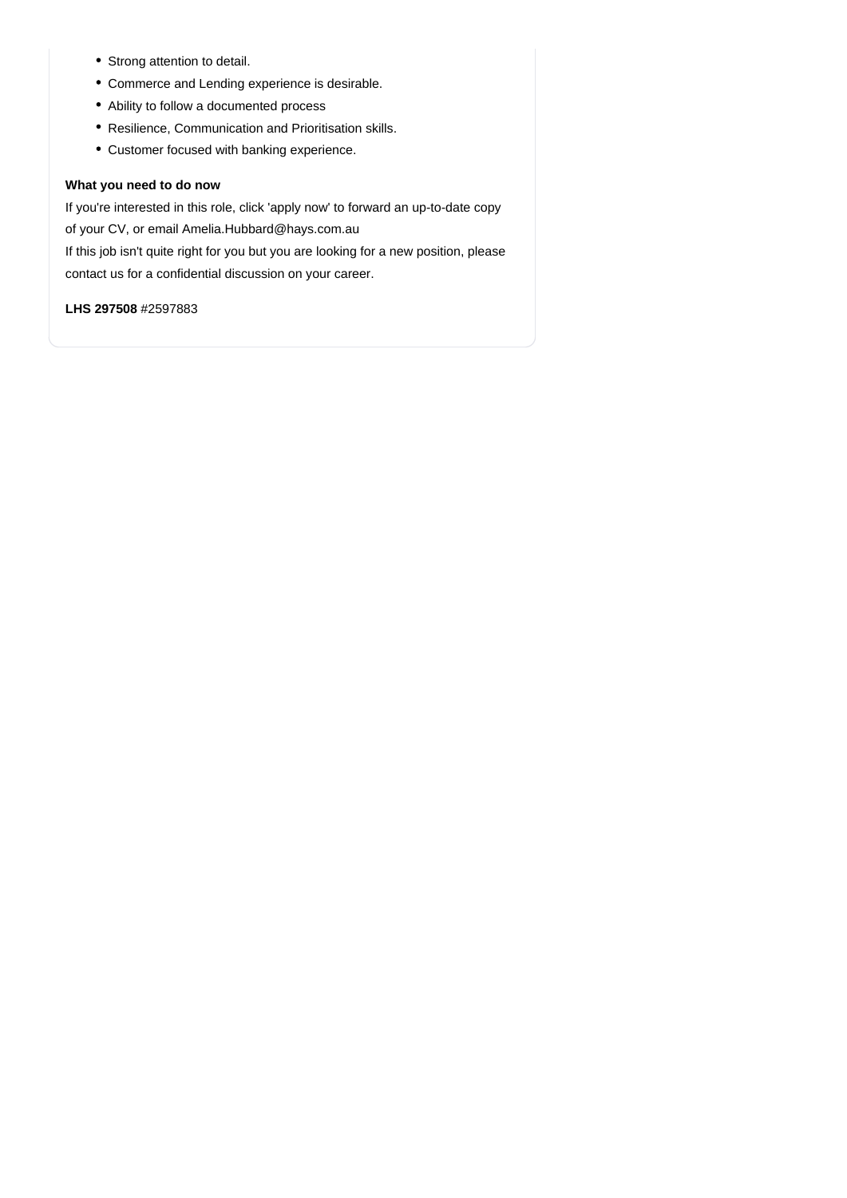- Strong attention to detail.
- Commerce and Lending experience is desirable.
- Ability to follow a documented process
- Resilience, Communication and Prioritisation skills.
- Customer focused with banking experience.

**What you need to do now**

If you're interested in this role, click 'apply now' to forward an up-to-date copy of your CV, or email Amelia.Hubbard@hays.com.au

If this job isn't quite right for you but you are looking for a new position, please contact us for a confidential discussion on your career.

**LHS 297508** #2597883